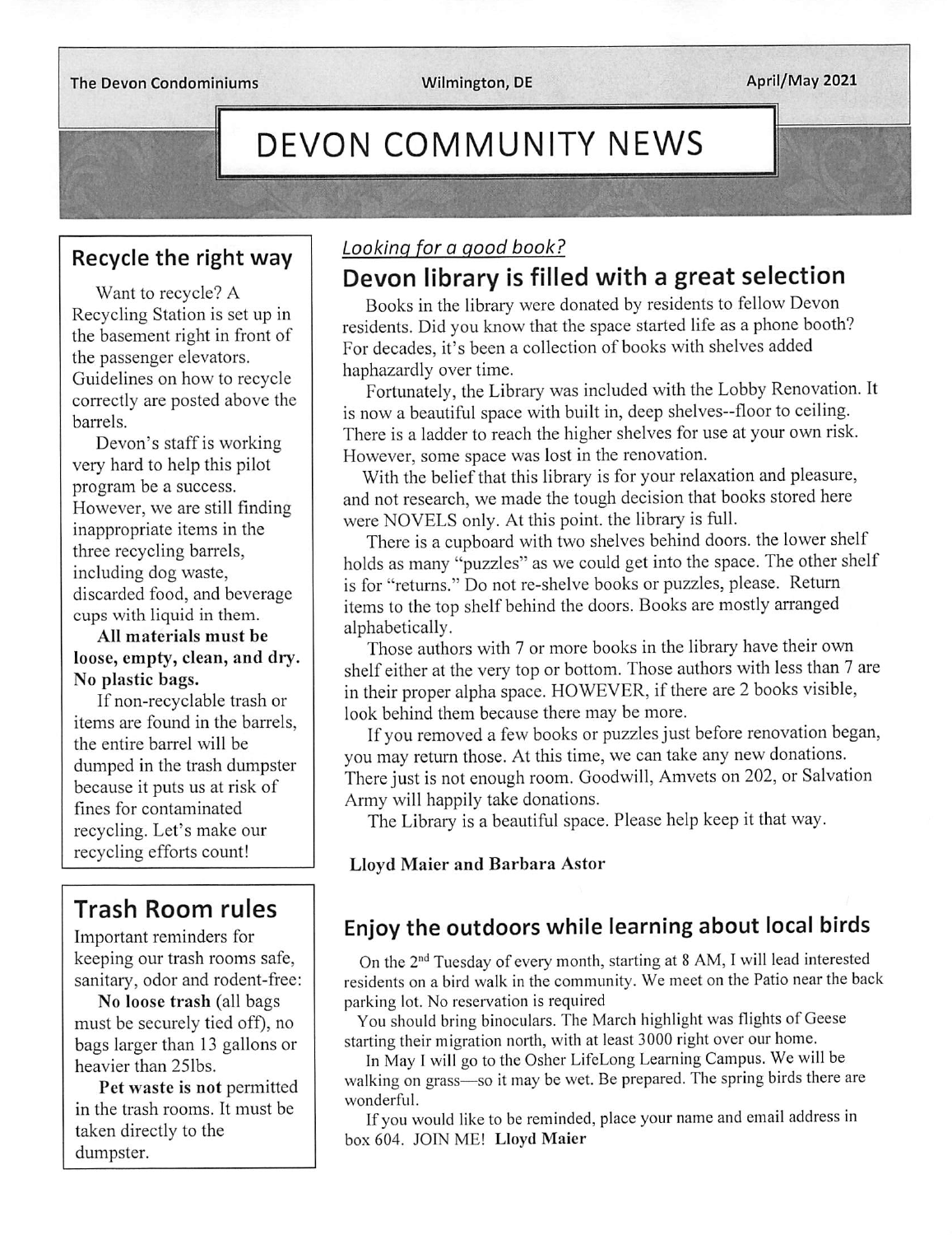The Devon Condominiums | Wilmington, DE | April/May 2021

# DEVON COMMUNITY NEWS

## Recycle the right way

Want to recycle? A Recycling Station is set up in the basement right in front of the passenger elevators. Guidelines on how to recycle correctly are posted above the barrels.

Devon's staff is working very hard to help this pilot program be a success. However, we are still finding inappropriate items in the three recycling barrels, including dog waste, discarded food, and beverage cups with liquid in them.

**All materials must be loose, empty, clean, and dry. No plastic bags.**

If non-recyclable trash or items are found in the barrels, the entire barrel will be dumped in the trash dumpster because it puts us at risk of fines for contaminated recycling. Let's make our recycling efforts count!

## Trash Room rules

Important reminders for keeping our trash rooms safe, sanitary, odor and rodent-free:

**No loose trash** (all bags must be securely tied off), no bags larger than 13 gallons or heavier than 25lbs.

**Pet waste is not** permitted in the trash rooms. It must be taken directly to the dumpster.

*Looking for a good book?*

## Devon library is filled with a great selection

Books in the library were donated by residents to fellow Devon residents. Did you know that the space started life as a phone booth? For decades, it's been a collection of books with shelves added haphazardly over time.

Fortunately, the Library was included with the Lobby Renovation. It is now a beautiful space with built in, deep shelves--floor to ceiling. There is a ladder to reach the higher shelves for use at your own risk. However, some space was lost in the renovation.

With the belief that this library is for your relaxation and pleasure, and not research, we made the tough decision that books stored here were NOVELS only. At this point. the library is full.

There is a cupboard with two shelves behind doors. the lower shelf holds as many "puzzles" as we could get into the space. The other shelf is for "returns." Do not re-shelve books or puzzles, please. Return items to the top shelf behind the doors. Books are mostly arranged alphabetically.

Those authors with 7 or more books in the library have their own shelf either at the very top or bottom. Those authors with less than 7 are in their proper alpha space. HOWEVER, if there are 2 books visible, look behind them because there may be more.

If you removed a few books or puzzles just before renovation began, you may return those. At this time, we can take any new donations. There just is not enough room. Goodwill, Amvets on 202, or Salvation Army will happily take donations.

The Library is a beautiful space. Please help keep it that way.

**Lloyd Maier and Barbara Astor**

## Enjoy the outdoors while learning about local birds

On the 2nd Tuesday of every month, starting at 8 AM, I will lead interested residents on a bird walk in the community. We meet on the Patio near the back parking lot. No reservation is required

You should bring binoculars. The March highlight was flights of Geese starting their migration north, with at least 3000 right over our home.

In May I will go to the Osher LifeLong Learning Campus. We will be walking on grass—so it may be wet. Be prepared. The spring birds there are wonderful.

If you would like to be reminded, place your name and email address in box 604. JOIN ME! **Lloyd Maier**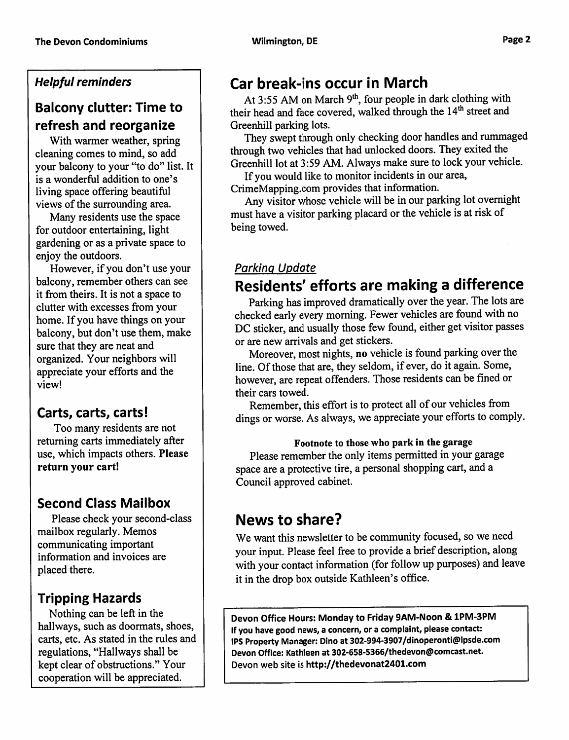*Helpful reminders*

## Balcony clutter: Time to refresh and reorganize

With warmer weather, spring cleaning comes to mind, so add your balcony to your "to do" list. It is a wonderful addition to one's living space offering beautiful views of the surrounding area.

Many residents use the space for outdoor entertaining, light gardening or as a private space to enjoy the outdoors.

However, if you don't use your balcony, remember others can see it from theirs. It is not a space to clutter with excesses from your home. If you have things on your balcony, but don't use them, make sure that they are neat and organized. Your neighbors will appreciate your efforts and the view!

## Carts, carts, carts!

Too many residents are not returning carts immediately after use, which impacts others. **Please return your cart!**

## Second Class Mailbox

Please check your second-class mailbox regularly. Memos communicating important information and invoices are placed there.

## Tripping Hazards

Nothing can be left in the hallways, such as doormats, shoes, carts, etc. As stated in the rules and regulations, "Hallways shall be kept clear of obstructions." Your cooperation will be appreciated.

# Car break-ins occur in March

At 3:55 AM on March 9th, four people in dark clothing with their head and face covered, walked through the 14th street and Greenhill parking lots.

They swept through only checking door handles and rummaged through two vehicles that had unlocked doors. They exited the Greenhill lot at 3:59 AM. Always make sure to lock your vehicle.

If you would like to monitor incidents in our area, CrimeMapping.com provides that information.

Any visitor whose vehicle will be in our parking lot overnight must have a visitor parking placard or the vehicle is at risk of being towed.

*Parking Update*

# Residents' efforts are making a difference

Parking has improved dramatically over the year. The lots are checked early every morning. Fewer vehicles are found with no DC sticker, and usually those few found, either get visitor passes or are new arrivals and get stickers.

Moreover, most nights, **no** vehicle is found parking over the line. Of those that are, they seldom, if ever, do it again. Some, however, are repeat offenders. Those residents can be fined or their cars towed.

Remember, this effort is to protect all of our vehicles from dings or worse. As always, we appreciate your efforts to comply.

**Footnote to those who park in the garage**

Please remember the only items permitted in your garage space are a protective tire, a personal shopping cart, and a Council approved cabinet.

# News to share?

We want this newsletter to be community focused, so we need your input. Please feel free to provide a brief description, along with your contact information (for follow up purposes) and leave it in the drop box outside Kathleen's office.

**Devon Office Hours: Monday to Friday 9AM-Noon & 1PM-3PM**
**If you have good news, a concern, or a complaint, please contact:**
**IPS Property Manager: Dino at 302-994-3907/dinoperonti@ipsde.com**
**Devon Office: Kathleen at 302-658-5366/thedevon@comcast.net.**
Devon web site is **http://thedevonat2401.com**